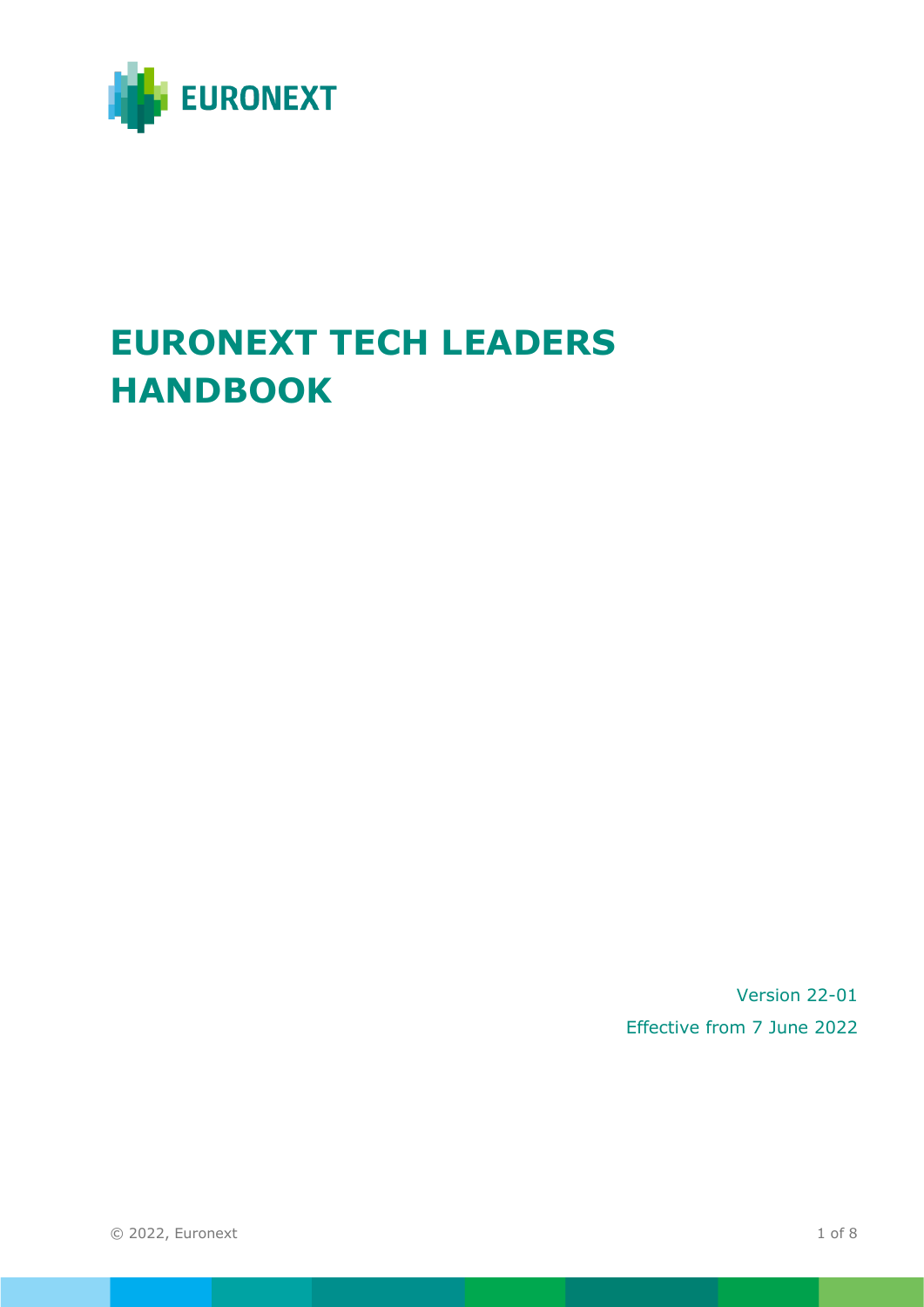EURONEXT

# EURONEXT TECH LEADERS HANDBOOK

Version 22-01

Effective from 7 June 2022

© 2022, Euronext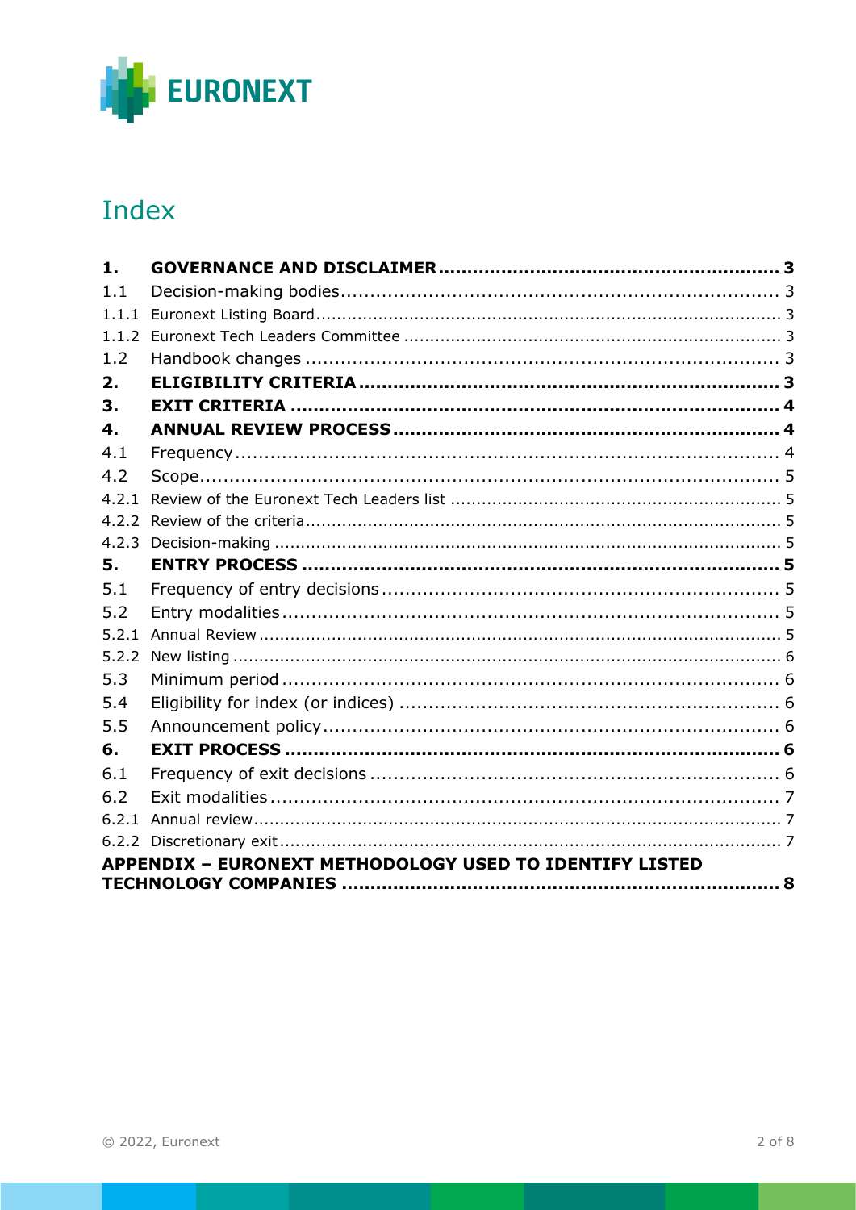# Index

| | | |
|---|---|---|
| **1.** | **GOVERNANCE AND DISCLAIMER** | **3** |
| 1.1 | Decision-making bodies | 3 |
| 1.1.1 | Euronext Listing Board | 3 |
| 1.1.2 | Euronext Tech Leaders Committee | 3 |
| 1.2 | Handbook changes | 3 |
| **2.** | **ELIGIBILITY CRITERIA** | **3** |
| **3.** | **EXIT CRITERIA** | **4** |
| **4.** | **ANNUAL REVIEW PROCESS** | **4** |
| 4.1 | Frequency | 4 |
| 4.2 | Scope | 5 |
| 4.2.1 | Review of the Euronext Tech Leaders list | 5 |
| 4.2.2 | Review of the criteria | 5 |
| 4.2.3 | Decision-making | 5 |
| **5.** | **ENTRY PROCESS** | **5** |
| 5.1 | Frequency of entry decisions | 5 |
| 5.2 | Entry modalities | 5 |
| 5.2.1 | Annual Review | 5 |
| 5.2.2 | New listing | 6 |
| 5.3 | Minimum period | 6 |
| 5.4 | Eligibility for index (or indices) | 6 |
| 5.5 | Announcement policy | 6 |
| **6.** | **EXIT PROCESS** | **6** |
| 6.1 | Frequency of exit decisions | 6 |
| 6.2 | Exit modalities | 7 |
| 6.2.1 | Annual review | 7 |
| 6.2.2 | Discretionary exit | 7 |
| | **APPENDIX – EURONEXT METHODOLOGY USED TO IDENTIFY LISTED TECHNOLOGY COMPANIES** | **8** |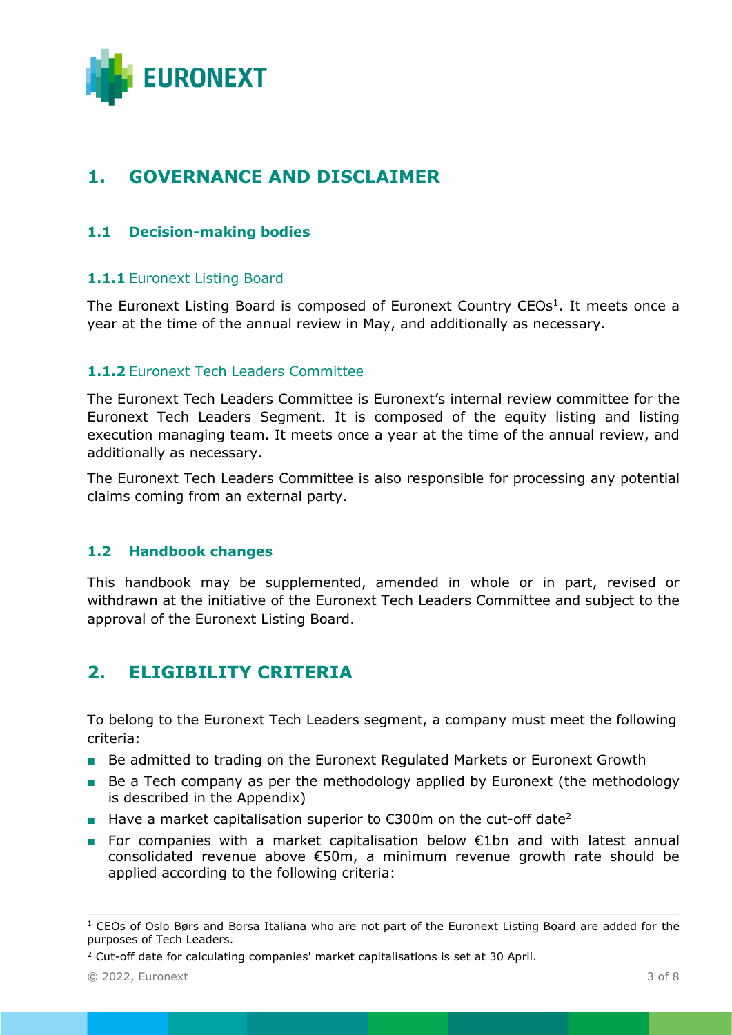# 1. GOVERNANCE AND DISCLAIMER

## 1.1 Decision-making bodies

### 1.1.1 Euronext Listing Board

The Euronext Listing Board is composed of Euronext Country CEOs[1]. It meets once a year at the time of the annual review in May, and additionally as necessary.

### 1.1.2 Euronext Tech Leaders Committee

The Euronext Tech Leaders Committee is Euronext's internal review committee for the Euronext Tech Leaders Segment. It is composed of the equity listing and listing execution managing team. It meets once a year at the time of the annual review, and additionally as necessary.

The Euronext Tech Leaders Committee is also responsible for processing any potential claims coming from an external party.

## 1.2 Handbook changes

This handbook may be supplemented, amended in whole or in part, revised or withdrawn at the initiative of the Euronext Tech Leaders Committee and subject to the approval of the Euronext Listing Board.

# 2. ELIGIBILITY CRITERIA

To belong to the Euronext Tech Leaders segment, a company must meet the following criteria:

- Be admitted to trading on the Euronext Regulated Markets or Euronext Growth
- Be a Tech company as per the methodology applied by Euronext (the methodology is described in the Appendix)
- Have a market capitalisation superior to €300m on the cut-off date[2]
- For companies with a market capitalisation below €1bn and with latest annual consolidated revenue above €50m, a minimum revenue growth rate should be applied according to the following criteria:

---

[1] CEOs of Oslo Børs and Borsa Italiana who are not part of the Euronext Listing Board are added for the purposes of Tech Leaders.

[2] Cut-off date for calculating companies' market capitalisations is set at 30 April.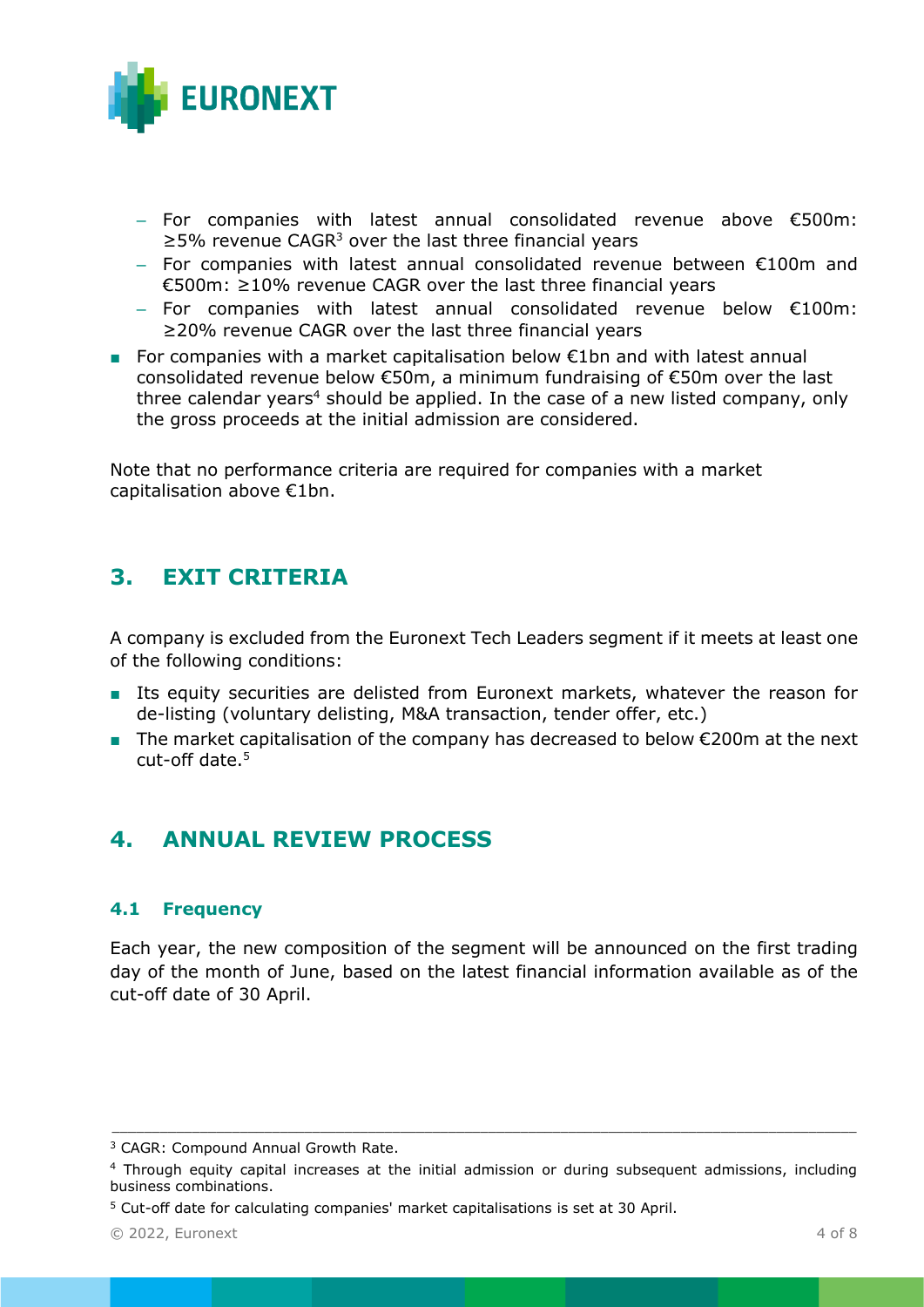- For companies with latest annual consolidated revenue above €500m: ≥5% revenue CAGR[3] over the last three financial years
  - For companies with latest annual consolidated revenue between €100m and €500m: ≥10% revenue CAGR over the last three financial years
  - For companies with latest annual consolidated revenue below €100m: ≥20% revenue CAGR over the last three financial years
- For companies with a market capitalisation below €1bn and with latest annual consolidated revenue below €50m, a minimum fundraising of €50m over the last three calendar years[4] should be applied. In the case of a new listed company, only the gross proceeds at the initial admission are considered.

Note that no performance criteria are required for companies with a market capitalisation above €1bn.

## 3. EXIT CRITERIA

A company is excluded from the Euronext Tech Leaders segment if it meets at least one of the following conditions:

- Its equity securities are delisted from Euronext markets, whatever the reason for de-listing (voluntary delisting, M&A transaction, tender offer, etc.)
- The market capitalisation of the company has decreased to below €200m at the next cut-off date.[5]

## 4. ANNUAL REVIEW PROCESS

### 4.1 Frequency

Each year, the new composition of the segment will be announced on the first trading day of the month of June, based on the latest financial information available as of the cut-off date of 30 April.

---

[3] CAGR: Compound Annual Growth Rate.

[4] Through equity capital increases at the initial admission or during subsequent admissions, including business combinations.

[5] Cut-off date for calculating companies' market capitalisations is set at 30 April.

© 2022, Euronext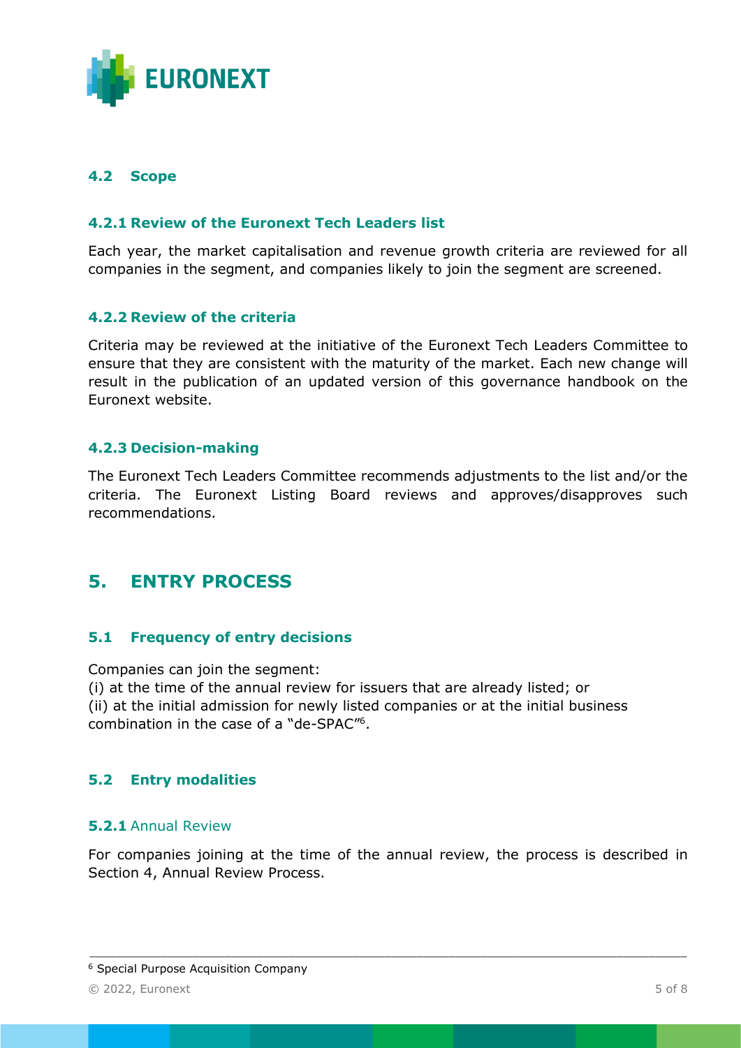### 4.2 Scope

#### 4.2.1 Review of the Euronext Tech Leaders list

Each year, the market capitalisation and revenue growth criteria are reviewed for all companies in the segment, and companies likely to join the segment are screened.

#### 4.2.2 Review of the criteria

Criteria may be reviewed at the initiative of the Euronext Tech Leaders Committee to ensure that they are consistent with the maturity of the market. Each new change will result in the publication of an updated version of this governance handbook on the Euronext website.

#### 4.2.3 Decision-making

The Euronext Tech Leaders Committee recommends adjustments to the list and/or the criteria. The Euronext Listing Board reviews and approves/disapproves such recommendations.

## 5. ENTRY PROCESS

### 5.1 Frequency of entry decisions

Companies can join the segment:
(i) at the time of the annual review for issuers that are already listed; or
(ii) at the initial admission for newly listed companies or at the initial business combination in the case of a "de-SPAC"[6].

### 5.2 Entry modalities

#### **5.2.1** Annual Review

For companies joining at the time of the annual review, the process is described in Section 4, Annual Review Process.

---

[6] Special Purpose Acquisition Company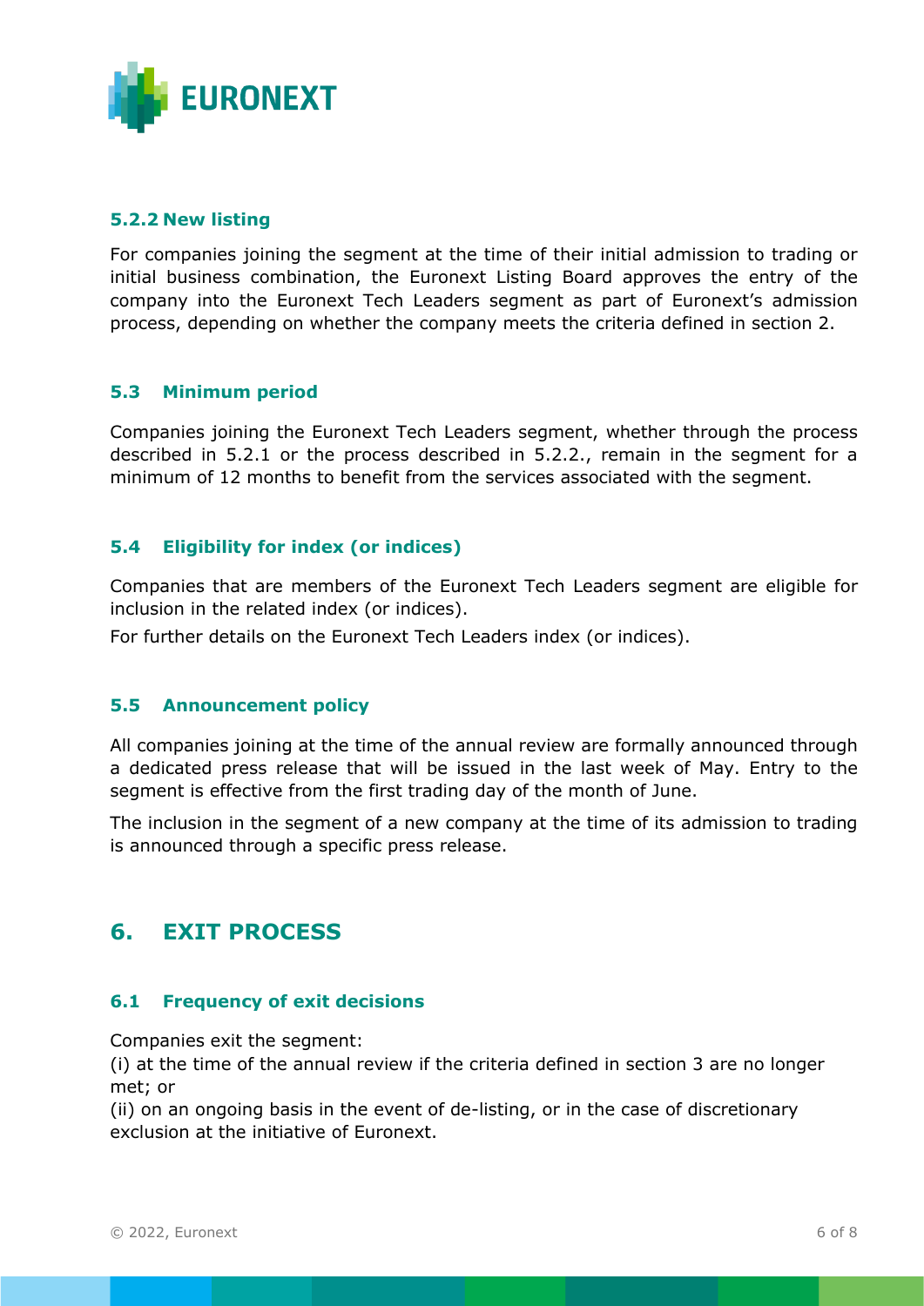### 5.2.2 New listing

For companies joining the segment at the time of their initial admission to trading or initial business combination, the Euronext Listing Board approves the entry of the company into the Euronext Tech Leaders segment as part of Euronext's admission process, depending on whether the company meets the criteria defined in section 2.

### 5.3 Minimum period

Companies joining the Euronext Tech Leaders segment, whether through the process described in 5.2.1 or the process described in 5.2.2., remain in the segment for a minimum of 12 months to benefit from the services associated with the segment.

### 5.4 Eligibility for index (or indices)

Companies that are members of the Euronext Tech Leaders segment are eligible for inclusion in the related index (or indices).

For further details on the Euronext Tech Leaders index (or indices).

### 5.5 Announcement policy

All companies joining at the time of the annual review are formally announced through a dedicated press release that will be issued in the last week of May. Entry to the segment is effective from the first trading day of the month of June.

The inclusion in the segment of a new company at the time of its admission to trading is announced through a specific press release.

## 6. EXIT PROCESS

### 6.1 Frequency of exit decisions

Companies exit the segment:
(i) at the time of the annual review if the criteria defined in section 3 are no longer met; or
(ii) on an ongoing basis in the event of de-listing, or in the case of discretionary exclusion at the initiative of Euronext.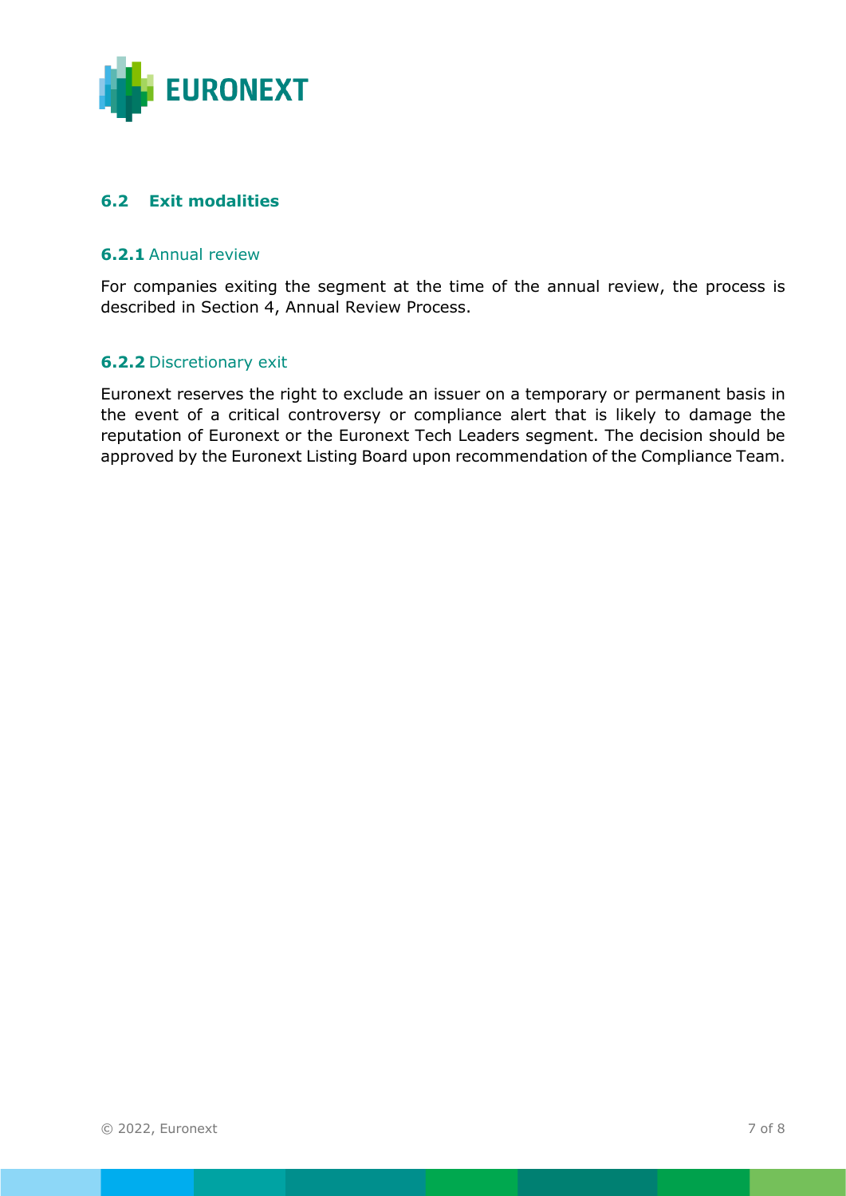## 6.2 Exit modalities

### 6.2.1 Annual review

For companies exiting the segment at the time of the annual review, the process is described in Section 4, Annual Review Process.

### 6.2.2 Discretionary exit

Euronext reserves the right to exclude an issuer on a temporary or permanent basis in the event of a critical controversy or compliance alert that is likely to damage the reputation of Euronext or the Euronext Tech Leaders segment. The decision should be approved by the Euronext Listing Board upon recommendation of the Compliance Team.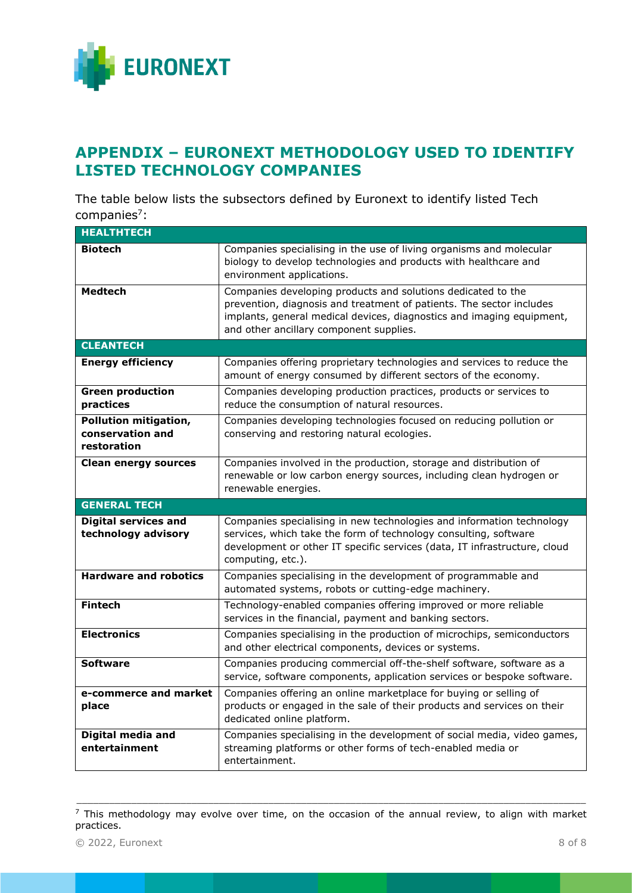## APPENDIX – EURONEXT METHODOLOGY USED TO IDENTIFY LISTED TECHNOLOGY COMPANIES

The table below lists the subsectors defined by Euronext to identify listed Tech companies[7]:

| | |
|---|---|
| **HEALTHTECH** | |
| **Biotech** | Companies specialising in the use of living organisms and molecular biology to develop technologies and products with healthcare and environment applications. |
| **Medtech** | Companies developing products and solutions dedicated to the prevention, diagnosis and treatment of patients. The sector includes implants, general medical devices, diagnostics and imaging equipment, and other ancillary component supplies. |
| **CLEANTECH** | |
| **Energy efficiency** | Companies offering proprietary technologies and services to reduce the amount of energy consumed by different sectors of the economy. |
| **Green production practices** | Companies developing production practices, products or services to reduce the consumption of natural resources. |
| **Pollution mitigation, conservation and restoration** | Companies developing technologies focused on reducing pollution or conserving and restoring natural ecologies. |
| **Clean energy sources** | Companies involved in the production, storage and distribution of renewable or low carbon energy sources, including clean hydrogen or renewable energies. |
| **GENERAL TECH** | |
| **Digital services and technology advisory** | Companies specialising in new technologies and information technology services, which take the form of technology consulting, software development or other IT specific services (data, IT infrastructure, cloud computing, etc.). |
| **Hardware and robotics** | Companies specialising in the development of programmable and automated systems, robots or cutting-edge machinery. |
| **Fintech** | Technology-enabled companies offering improved or more reliable services in the financial, payment and banking sectors. |
| **Electronics** | Companies specialising in the production of microchips, semiconductors and other electrical components, devices or systems. |
| **Software** | Companies producing commercial off-the-shelf software, software as a service, software components, application services or bespoke software. |
| **e-commerce and market place** | Companies offering an online marketplace for buying or selling of products or engaged in the sale of their products and services on their dedicated online platform. |
| **Digital media and entertainment** | Companies specialising in the development of social media, video games, streaming platforms or other forms of tech-enabled media or entertainment. |

[7] This methodology may evolve over time, on the occasion of the annual review, to align with market practices.

© 2022, Euronext